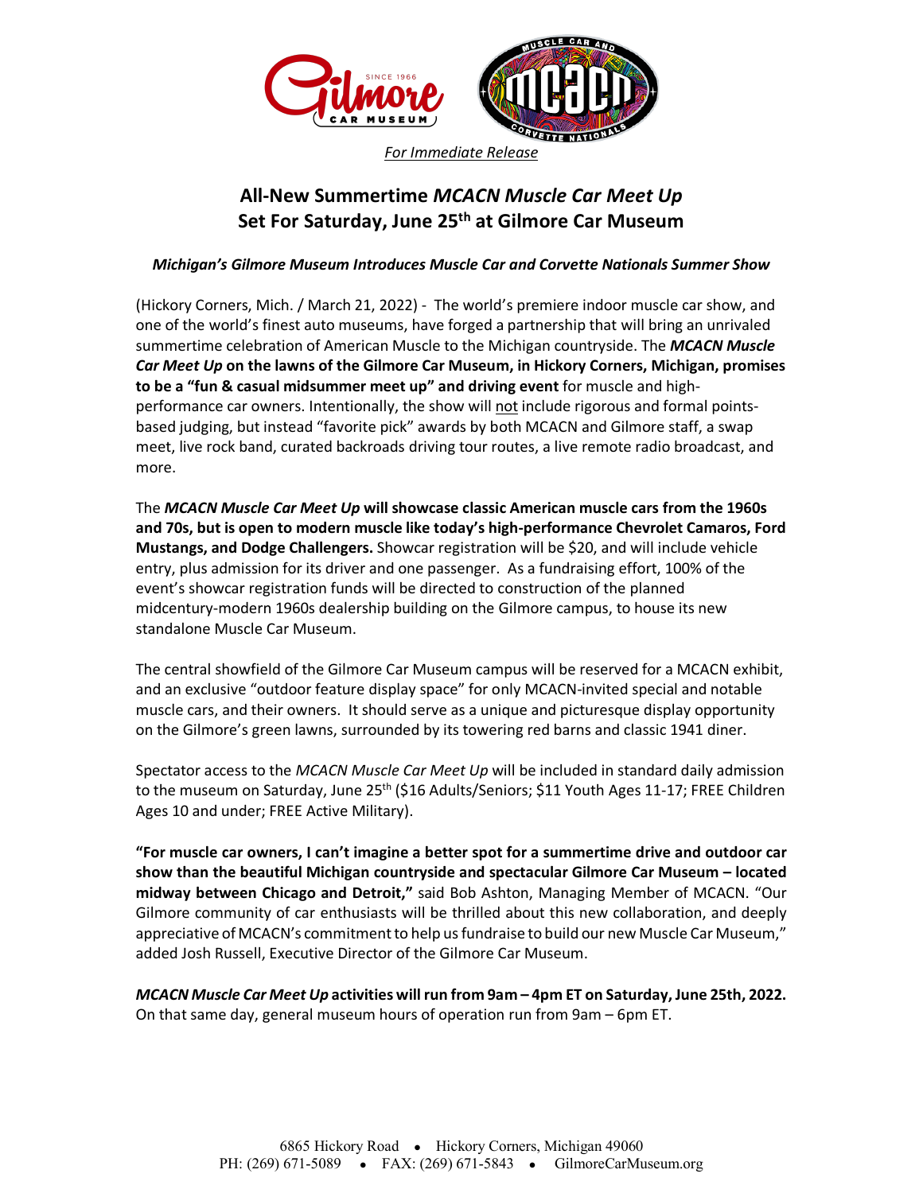*For Immediate Release*

# All-New Summertime *MCACN Muscle Car Meet Up* Set For Saturday, June 25th at Gilmore Car Museum

***Michigan's Gilmore Museum Introduces Muscle Car and Corvette Nationals Summer Show***

(Hickory Corners, Mich. / March 21, 2022) - The world's premiere indoor muscle car show, and one of the world's finest auto museums, have forged a partnership that will bring an unrivaled summertime celebration of American Muscle to the Michigan countryside. The ***MCACN Muscle Car Meet Up*** **on the lawns of the Gilmore Car Museum, in Hickory Corners, Michigan, promises to be a "fun & casual midsummer meet up" and driving event** for muscle and high-performance car owners. Intentionally, the show will not include rigorous and formal points-based judging, but instead "favorite pick" awards by both MCACN and Gilmore staff, a swap meet, live rock band, curated backroads driving tour routes, a live remote radio broadcast, and more.

The ***MCACN Muscle Car Meet Up*** **will showcase classic American muscle cars from the 1960s and 70s, but is open to modern muscle like today's high-performance Chevrolet Camaros, Ford Mustangs, and Dodge Challengers.** Showcar registration will be $20, and will include vehicle entry, plus admission for its driver and one passenger. As a fundraising effort, 100% of the event's showcar registration funds will be directed to construction of the planned midcentury-modern 1960s dealership building on the Gilmore campus, to house its new standalone Muscle Car Museum.

The central showfield of the Gilmore Car Museum campus will be reserved for a MCACN exhibit, and an exclusive "outdoor feature display space" for only MCACN-invited special and notable muscle cars, and their owners. It should serve as a unique and picturesque display opportunity on the Gilmore's green lawns, surrounded by its towering red barns and classic 1941 diner.

Spectator access to the *MCACN Muscle Car Meet Up* will be included in standard daily admission to the museum on Saturday, June 25th ($16 Adults/Seniors; $11 Youth Ages 11-17; FREE Children Ages 10 and under; FREE Active Military).

**"For muscle car owners, I can't imagine a better spot for a summertime drive and outdoor car show than the beautiful Michigan countryside and spectacular Gilmore Car Museum – located midway between Chicago and Detroit,"** said Bob Ashton, Managing Member of MCACN. "Our Gilmore community of car enthusiasts will be thrilled about this new collaboration, and deeply appreciative of MCACN's commitment to help us fundraise to build our new Muscle Car Museum," added Josh Russell, Executive Director of the Gilmore Car Museum.

***MCACN Muscle Car Meet Up*** **activities will run from 9am – 4pm ET on Saturday, June 25th, 2022.** On that same day, general museum hours of operation run from 9am – 6pm ET.

6865 Hickory Road • Hickory Corners, Michigan 49060
PH: (269) 671-5089 • FAX: (269) 671-5843 • GilmoreCarMuseum.org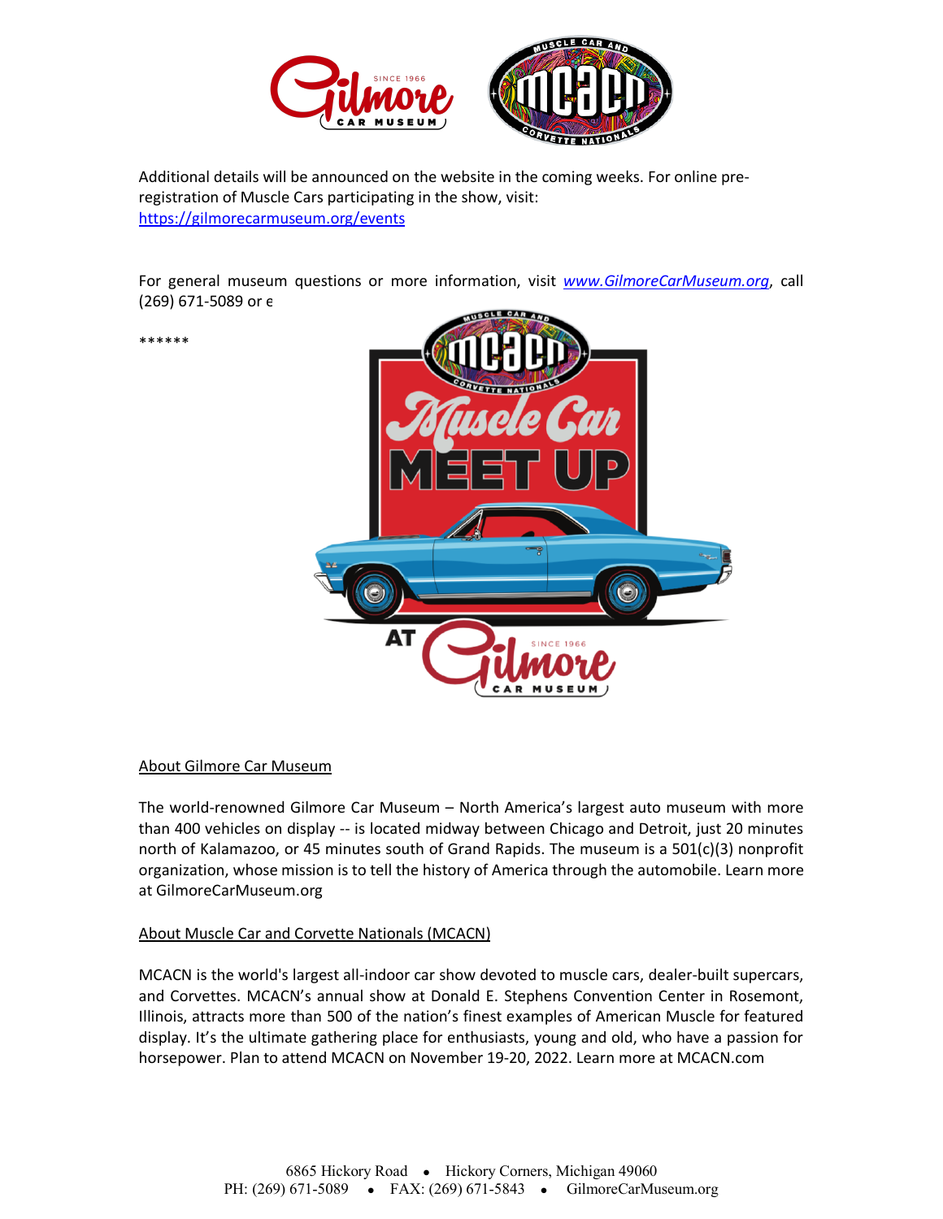Additional details will be announced on the website in the coming weeks. For online pre-registration of Muscle Cars participating in the show, visit: [https://gilmorecarmuseum.org/events](https://gilmorecarmuseum.org/events)

For general museum questions or more information, visit [www.GilmoreCarMuseum.org](http://www.GilmoreCarMuseum.org), call (269) 671-5089 or e

******

About Gilmore Car Museum

The world-renowned Gilmore Car Museum – North America's largest auto museum with more than 400 vehicles on display -- is located midway between Chicago and Detroit, just 20 minutes north of Kalamazoo, or 45 minutes south of Grand Rapids. The museum is a 501(c)(3) nonprofit organization, whose mission is to tell the history of America through the automobile. Learn more at GilmoreCarMuseum.org

About Muscle Car and Corvette Nationals (MCACN)

MCACN is the world's largest all-indoor car show devoted to muscle cars, dealer-built supercars, and Corvettes. MCACN's annual show at Donald E. Stephens Convention Center in Rosemont, Illinois, attracts more than 500 of the nation's finest examples of American Muscle for featured display. It's the ultimate gathering place for enthusiasts, young and old, who have a passion for horsepower. Plan to attend MCACN on November 19-20, 2022. Learn more at MCACN.com

6865 Hickory Road • Hickory Corners, Michigan 49060
PH: (269) 671-5089 • FAX: (269) 671-5843 • GilmoreCarMuseum.org